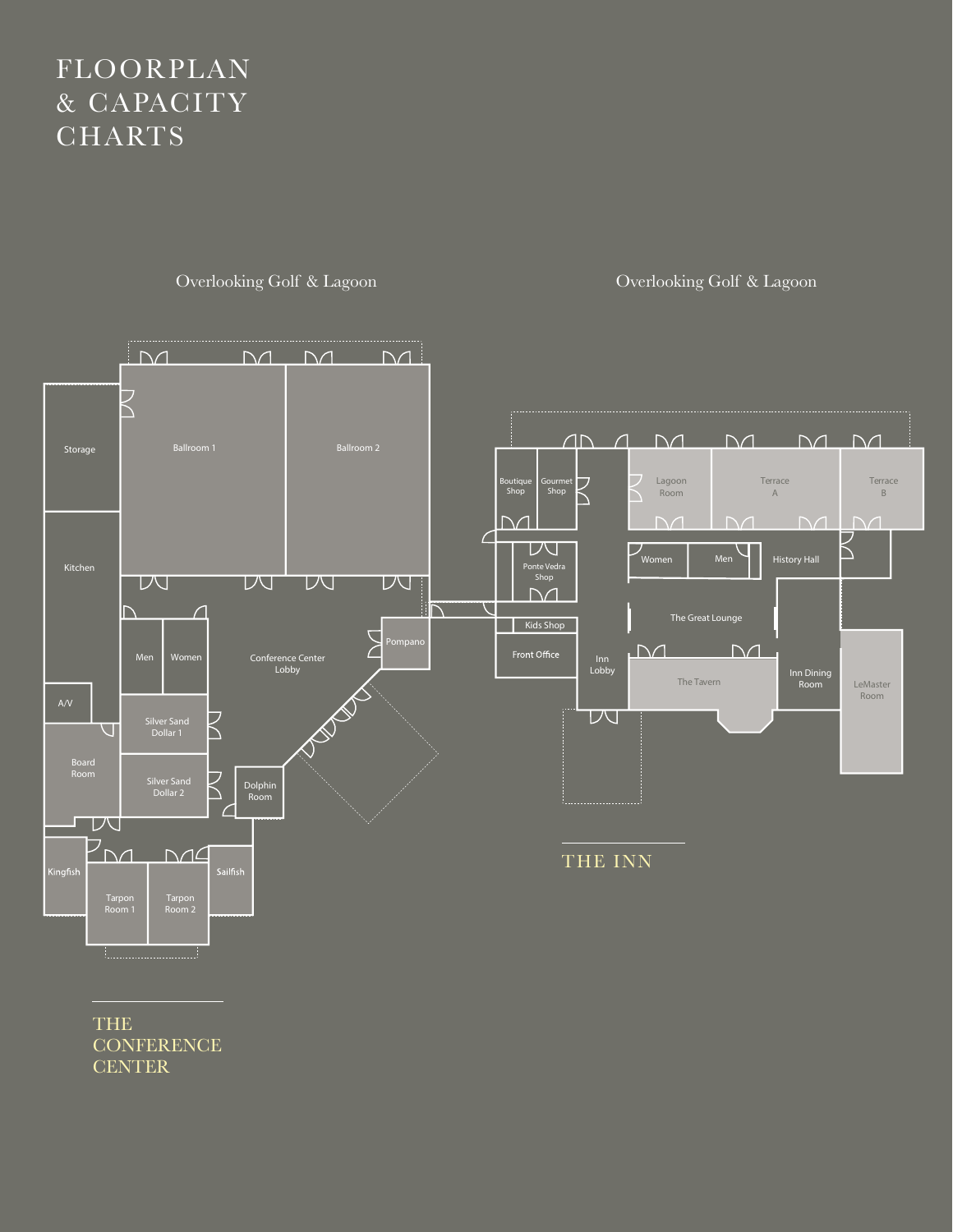# FLOORPLAN & CAPACITY CHARTS

Overlooking Golf & Lagoon

Storage

Ballroom 1

Ballroom 2

Kitchen

Men

Women

Conference Center Lobby

Pompano

A/V

Silver Sand Dollar 1

Board Room

Silver Sand Dollar 2

Dolphin Room

Kingfish

Tarpon Room 1

Tarpon Room 2

Sailfish

## THE CONFERENCE CENTER

Overlooking Golf & Lagoon

Boutique Shop

Gourmet Shop

Lagoon Room

Terrace A

Terrace B

Ponte Vedra Shop

Women

Men

History Hall

The Great Lounge

Kids Shop

Front Office

Inn Lobby

The Tavern

Inn Dining Room

LeMaster Room

## THE INN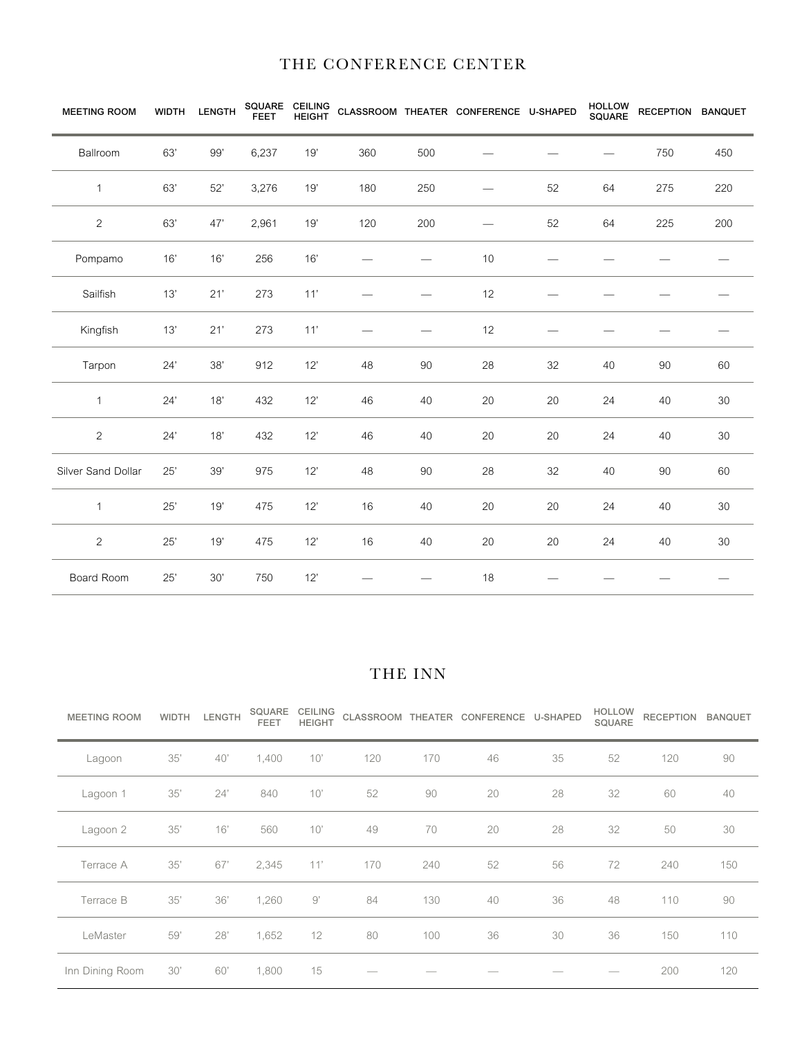## THE CONFERENCE CENTER

| MEETING ROOM | WIDTH | LENGTH | SQUARE FEET | CEILING HEIGHT | CLASSROOM | THEATER | CONFERENCE | U-SHAPED | HOLLOW SQUARE | RECEPTION | BANQUET |
|---|---|---|---|---|---|---|---|---|---|---|---|
| Ballroom | 63' | 99' | 6,237 | 19' | 360 | 500 | — | — | — | 750 | 450 |
| 1 | 63' | 52' | 3,276 | 19' | 180 | 250 | — | 52 | 64 | 275 | 220 |
| 2 | 63' | 47' | 2,961 | 19' | 120 | 200 | — | 52 | 64 | 225 | 200 |
| Pompamo | 16' | 16' | 256 | 16' | — | — | 10 | — | — | — | — |
| Sailfish | 13' | 21' | 273 | 11' | — | — | 12 | — | — | — | — |
| Kingfish | 13' | 21' | 273 | 11' | — | — | 12 | — | — | — | — |
| Tarpon | 24' | 38' | 912 | 12' | 48 | 90 | 28 | 32 | 40 | 90 | 60 |
| 1 | 24' | 18' | 432 | 12' | 46 | 40 | 20 | 20 | 24 | 40 | 30 |
| 2 | 24' | 18' | 432 | 12' | 46 | 40 | 20 | 20 | 24 | 40 | 30 |
| Silver Sand Dollar | 25' | 39' | 975 | 12' | 48 | 90 | 28 | 32 | 40 | 90 | 60 |
| 1 | 25' | 19' | 475 | 12' | 16 | 40 | 20 | 20 | 24 | 40 | 30 |
| 2 | 25' | 19' | 475 | 12' | 16 | 40 | 20 | 20 | 24 | 40 | 30 |
| Board Room | 25' | 30' | 750 | 12' | — | — | 18 | — | — | — | — |

## THE INN

| MEETING ROOM | WIDTH | LENGTH | SQUARE FEET | CEILING HEIGHT | CLASSROOM | THEATER | CONFERENCE | U-SHAPED | HOLLOW SQUARE | RECEPTION | BANQUET |
|---|---|---|---|---|---|---|---|---|---|---|---|
| Lagoon | 35' | 40' | 1,400 | 10' | 120 | 170 | 46 | 35 | 52 | 120 | 90 |
| Lagoon 1 | 35' | 24' | 840 | 10' | 52 | 90 | 20 | 28 | 32 | 60 | 40 |
| Lagoon 2 | 35' | 16' | 560 | 10' | 49 | 70 | 20 | 28 | 32 | 50 | 30 |
| Terrace A | 35' | 67' | 2,345 | 11' | 170 | 240 | 52 | 56 | 72 | 240 | 150 |
| Terrace B | 35' | 36' | 1,260 | 9' | 84 | 130 | 40 | 36 | 48 | 110 | 90 |
| LeMaster | 59' | 28' | 1,652 | 12 | 80 | 100 | 36 | 30 | 36 | 150 | 110 |
| Inn Dining Room | 30' | 60' | 1,800 | 15 | — | — | — | — | — | 200 | 120 |